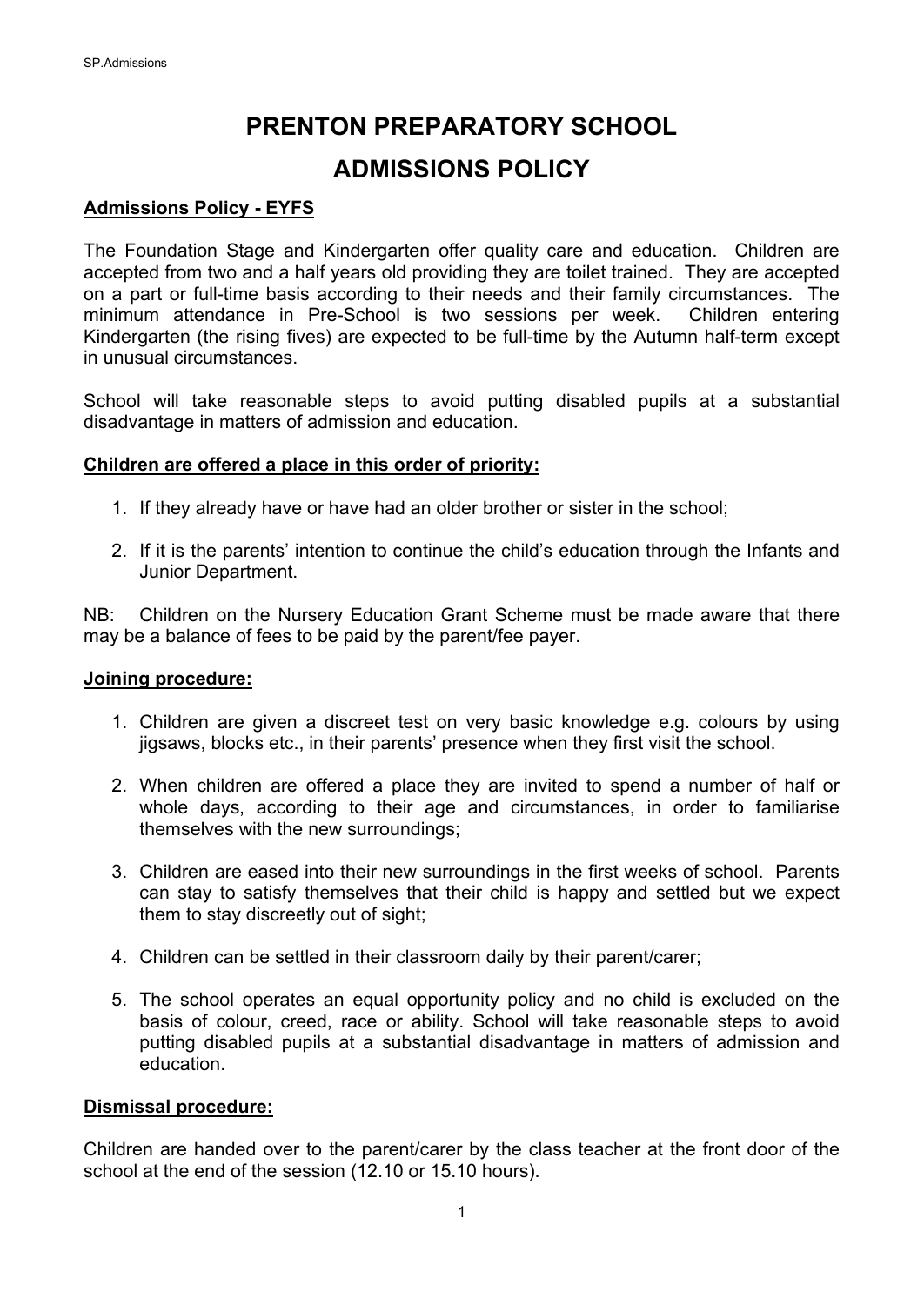# PRENTON PREPARATORY SCHOOL

# ADMISSIONS POLICY

## Admissions Policy - EYFS

The Foundation Stage and Kindergarten offer quality care and education. Children are accepted from two and a half years old providing they are toilet trained. They are accepted on a part or full-time basis according to their needs and their family circumstances. The minimum attendance in Pre-School is two sessions per week. Children entering Kindergarten (the rising fives) are expected to be full-time by the Autumn half-term except in unusual circumstances.

School will take reasonable steps to avoid putting disabled pupils at a substantial disadvantage in matters of admission and education.

### Children are offered a place in this order of priority:

1. If they already have or have had an older brother or sister in the school;
2. If it is the parents' intention to continue the child's education through the Infants and Junior Department.

NB: Children on the Nursery Education Grant Scheme must be made aware that there may be a balance of fees to be paid by the parent/fee payer.

### Joining procedure:

1. Children are given a discreet test on very basic knowledge e.g. colours by using jigsaws, blocks etc., in their parents' presence when they first visit the school.
2. When children are offered a place they are invited to spend a number of half or whole days, according to their age and circumstances, in order to familiarise themselves with the new surroundings;
3. Children are eased into their new surroundings in the first weeks of school. Parents can stay to satisfy themselves that their child is happy and settled but we expect them to stay discreetly out of sight;
4. Children can be settled in their classroom daily by their parent/carer;
5. The school operates an equal opportunity policy and no child is excluded on the basis of colour, creed, race or ability. School will take reasonable steps to avoid putting disabled pupils at a substantial disadvantage in matters of admission and education.

### Dismissal procedure:

Children are handed over to the parent/carer by the class teacher at the front door of the school at the end of the session (12.10 or 15.10 hours).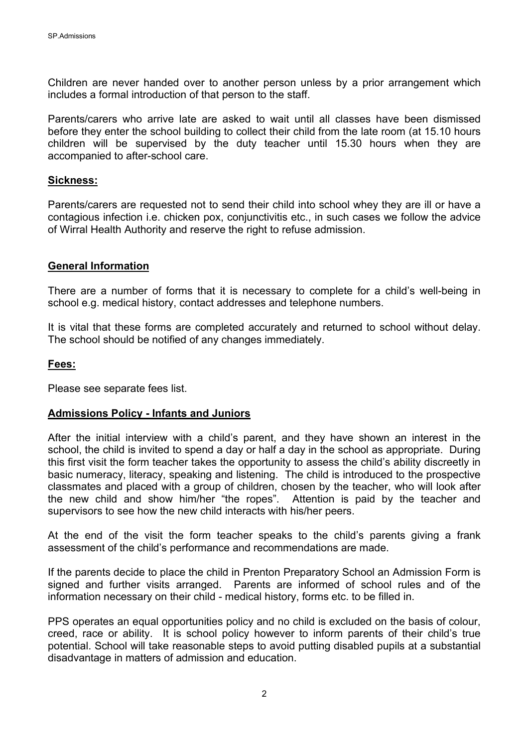Children are never handed over to another person unless by a prior arrangement which includes a formal introduction of that person to the staff.

Parents/carers who arrive late are asked to wait until all classes have been dismissed before they enter the school building to collect their child from the late room (at 15.10 hours children will be supervised by the duty teacher until 15.30 hours when they are accompanied to after-school care.

**Sickness:**

Parents/carers are requested not to send their child into school whey they are ill or have a contagious infection i.e. chicken pox, conjunctivitis etc., in such cases we follow the advice of Wirral Health Authority and reserve the right to refuse admission.

**General Information**

There are a number of forms that it is necessary to complete for a child's well-being in school e.g. medical history, contact addresses and telephone numbers.

It is vital that these forms are completed accurately and returned to school without delay. The school should be notified of any changes immediately.

**Fees:**

Please see separate fees list.

**Admissions Policy - Infants and Juniors**

After the initial interview with a child's parent, and they have shown an interest in the school, the child is invited to spend a day or half a day in the school as appropriate. During this first visit the form teacher takes the opportunity to assess the child's ability discreetly in basic numeracy, literacy, speaking and listening. The child is introduced to the prospective classmates and placed with a group of children, chosen by the teacher, who will look after the new child and show him/her "the ropes". Attention is paid by the teacher and supervisors to see how the new child interacts with his/her peers.

At the end of the visit the form teacher speaks to the child's parents giving a frank assessment of the child's performance and recommendations are made.

If the parents decide to place the child in Prenton Preparatory School an Admission Form is signed and further visits arranged. Parents are informed of school rules and of the information necessary on their child - medical history, forms etc. to be filled in.

PPS operates an equal opportunities policy and no child is excluded on the basis of colour, creed, race or ability. It is school policy however to inform parents of their child's true potential. School will take reasonable steps to avoid putting disabled pupils at a substantial disadvantage in matters of admission and education.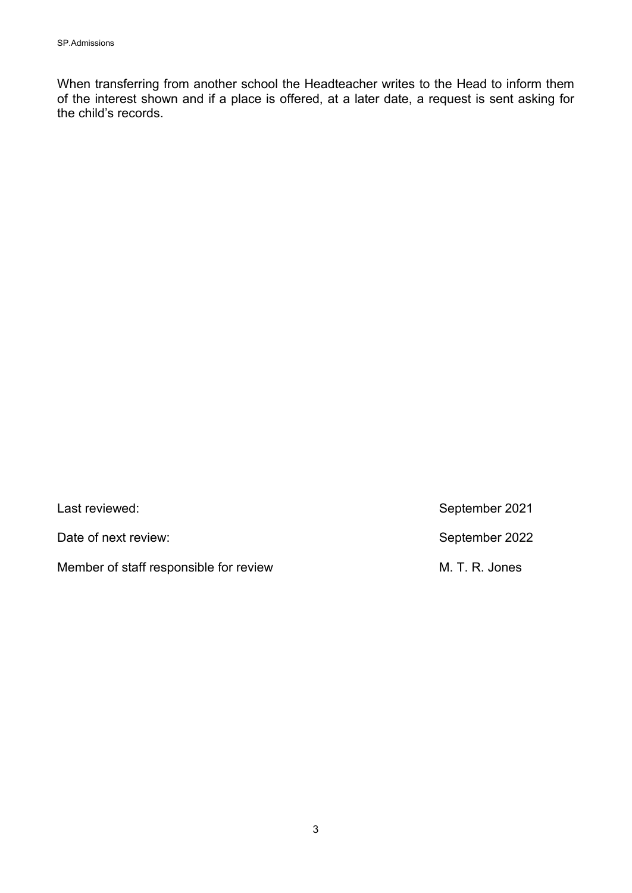When transferring from another school the Headteacher writes to the Head to inform them of the interest shown and if a place is offered, at a later date, a request is sent asking for the child's records.

| | |
|---|---|
| Last reviewed: | September 2021 |
| Date of next review: | September 2022 |
| Member of staff responsible for review | M. T. R. Jones |